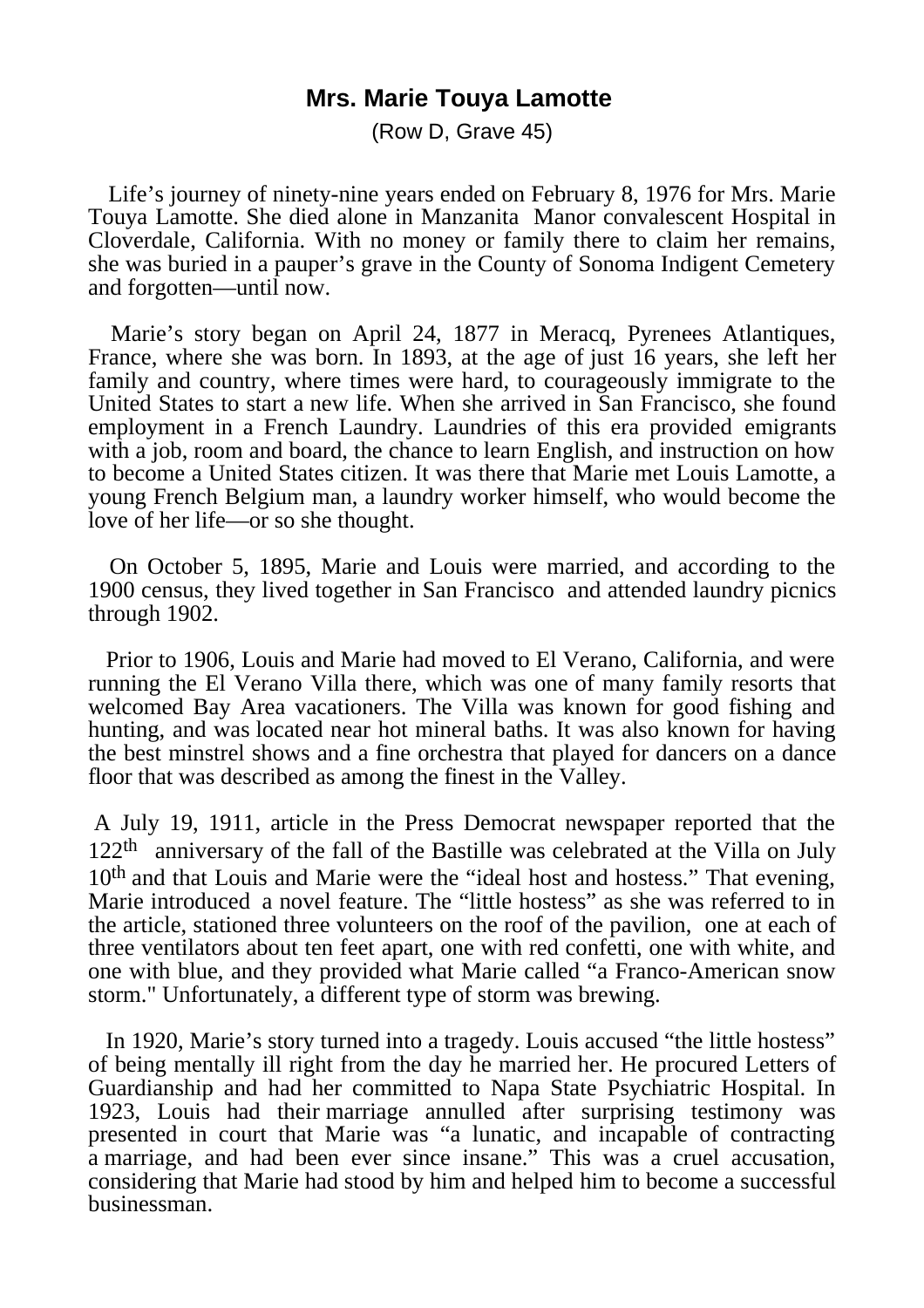# Mrs. Marie Touya Lamotte

(Row D, Grave 45)

Life's journey of ninety-nine years ended on February 8, 1976 for Mrs. Marie Touya Lamotte. She died alone in Manzanita Manor convalescent Hospital in Cloverdale, California. With no money or family there to claim her remains, she was buried in a pauper's grave in the County of Sonoma Indigent Cemetery and forgotten—until now.

Marie's story began on April 24, 1877 in Meracq, Pyrenees Atlantiques, France, where she was born. In 1893, at the age of just 16 years, she left her family and country, where times were hard, to courageously immigrate to the United States to start a new life. When she arrived in San Francisco, she found employment in a French Laundry. Laundries of this era provided emigrants with a job, room and board, the chance to learn English, and instruction on how to become a United States citizen. It was there that Marie met Louis Lamotte, a young French Belgium man, a laundry worker himself, who would become the love of her life—or so she thought.

On October 5, 1895, Marie and Louis were married, and according to the 1900 census, they lived together in San Francisco and attended laundry picnics through 1902.

Prior to 1906, Louis and Marie had moved to El Verano, California, and were running the El Verano Villa there, which was one of many family resorts that welcomed Bay Area vacationers. The Villa was known for good fishing and hunting, and was located near hot mineral baths. It was also known for having the best minstrel shows and a fine orchestra that played for dancers on a dance floor that was described as among the finest in the Valley.

A July 19, 1911, article in the Press Democrat newspaper reported that the 122th anniversary of the fall of the Bastille was celebrated at the Villa on July 10th and that Louis and Marie were the "ideal host and hostess." That evening, Marie introduced a novel feature. The "little hostess" as she was referred to in the article, stationed three volunteers on the roof of the pavilion, one at each of three ventilators about ten feet apart, one with red confetti, one with white, and one with blue, and they provided what Marie called "a Franco-American snow storm." Unfortunately, a different type of storm was brewing.

In 1920, Marie's story turned into a tragedy. Louis accused "the little hostess" of being mentally ill right from the day he married her. He procured Letters of Guardianship and had her committed to Napa State Psychiatric Hospital. In 1923, Louis had their marriage annulled after surprising testimony was presented in court that Marie was "a lunatic, and incapable of contracting a marriage, and had been ever since insane." This was a cruel accusation, considering that Marie had stood by him and helped him to become a successful businessman.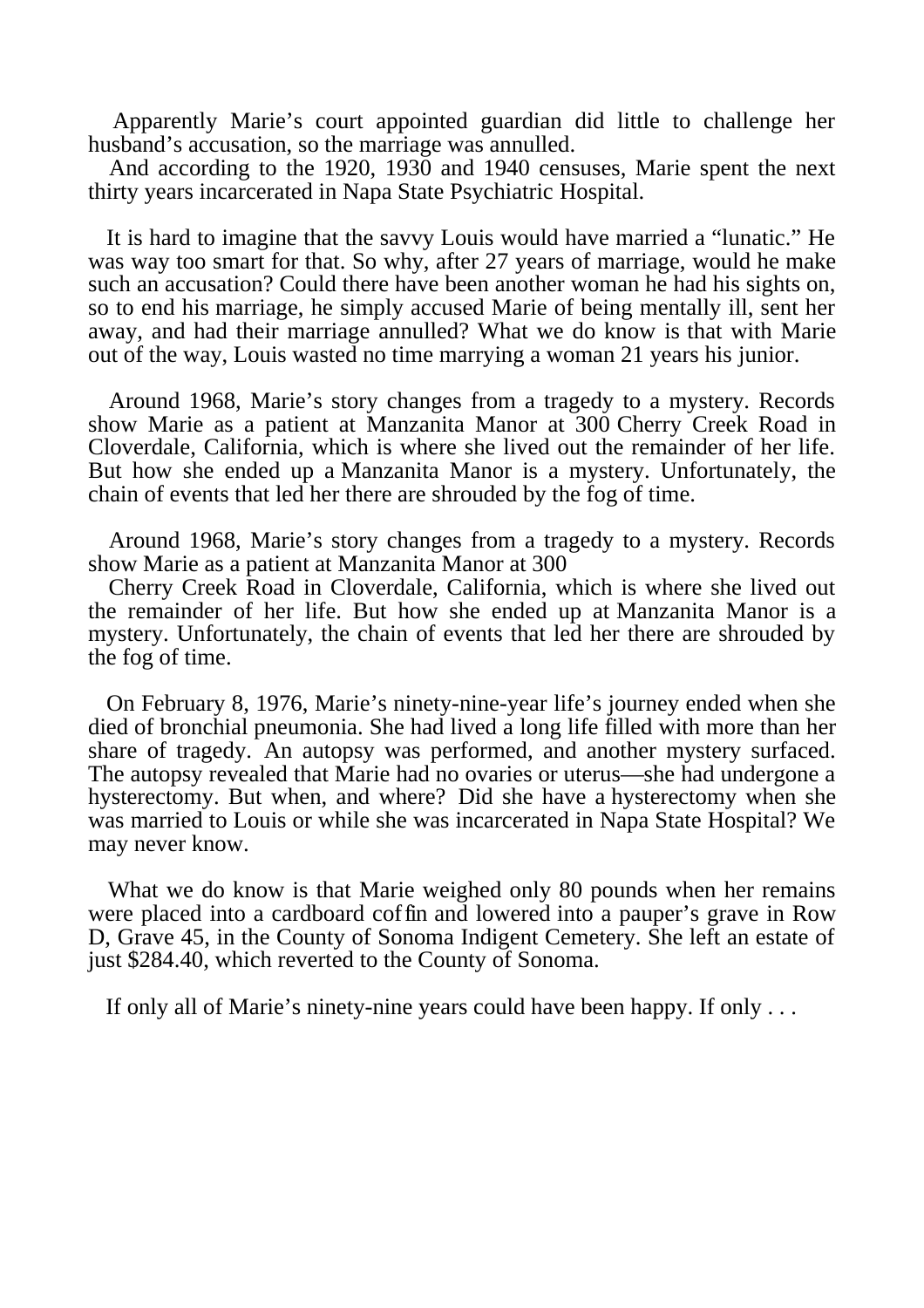Apparently Marie's court appointed guardian did little to challenge her husband's accusation, so the marriage was annulled.

And according to the 1920, 1930 and 1940 censuses, Marie spent the next thirty years incarcerated in Napa State Psychiatric Hospital.

It is hard to imagine that the savvy Louis would have married a "lunatic." He was way too smart for that. So why, after 27 years of marriage, would he make such an accusation? Could there have been another woman he had his sights on, so to end his marriage, he simply accused Marie of being mentally ill, sent her away, and had their marriage annulled? What we do know is that with Marie out of the way, Louis wasted no time marrying a woman 21 years his junior.

Around 1968, Marie's story changes from a tragedy to a mystery. Records show Marie as a patient at Manzanita Manor at 300 Cherry Creek Road in Cloverdale, California, which is where she lived out the remainder of her life. But how she ended up a Manzanita Manor is a mystery. Unfortunately, the chain of events that led her there are shrouded by the fog of time.

Around 1968, Marie's story changes from a tragedy to a mystery. Records show Marie as a patient at Manzanita Manor at 300

Cherry Creek Road in Cloverdale, California, which is where she lived out the remainder of her life. But how she ended up at Manzanita Manor is a mystery. Unfortunately, the chain of events that led her there are shrouded by the fog of time.

On February 8, 1976, Marie's ninety-nine-year life's journey ended when she died of bronchial pneumonia. She had lived a long life filled with more than her share of tragedy. An autopsy was performed, and another mystery surfaced. The autopsy revealed that Marie had no ovaries or uterus—she had undergone a hysterectomy. But when, and where? Did she have a hysterectomy when she was married to Louis or while she was incarcerated in Napa State Hospital? We may never know.

What we do know is that Marie weighed only 80 pounds when her remains were placed into a cardboard coffin and lowered into a pauper's grave in Row D, Grave 45, in the County of Sonoma Indigent Cemetery. She left an estate of just $284.40, which reverted to the County of Sonoma.

If only all of Marie's ninety-nine years could have been happy. If only . . .